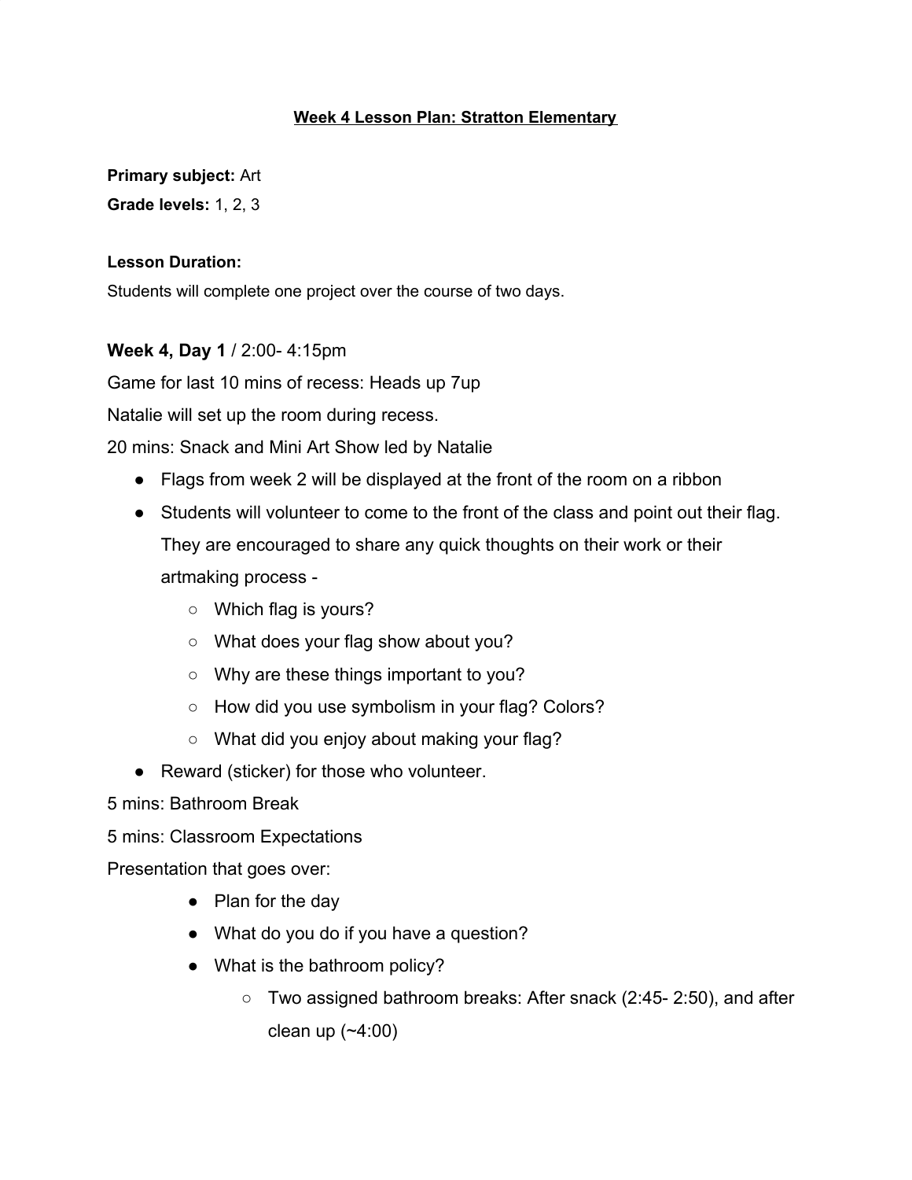# Week 4 Lesson Plan: Stratton Elementary

**Primary subject:** Art
**Grade levels:** 1, 2, 3

**Lesson Duration:**
Students will complete one project over the course of two days.

**Week 4, Day 1** / 2:00- 4:15pm

Game for last 10 mins of recess: Heads up 7up

Natalie will set up the room during recess.

20 mins: Snack and Mini Art Show led by Natalie

- Flags from week 2 will be displayed at the front of the room on a ribbon
- Students will volunteer to come to the front of the class and point out their flag. They are encouraged to share any quick thoughts on their work or their artmaking process -
  - Which flag is yours?
  - What does your flag show about you?
  - Why are these things important to you?
  - How did you use symbolism in your flag? Colors?
  - What did you enjoy about making your flag?
- Reward (sticker) for those who volunteer.

5 mins: Bathroom Break

5 mins: Classroom Expectations

Presentation that goes over:

- Plan for the day
- What do you do if you have a question?
- What is the bathroom policy?
  - Two assigned bathroom breaks: After snack (2:45- 2:50), and after clean up (~4:00)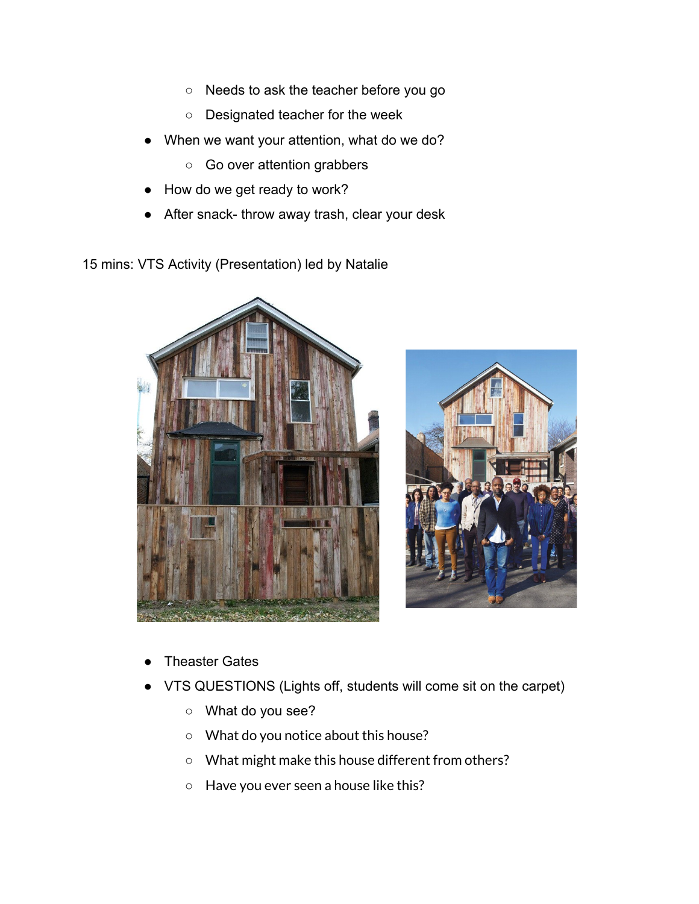- Needs to ask the teacher before you go
- Designated teacher for the week

- When we want your attention, what do we do?
  - Go over attention grabbers
- How do we get ready to work?
- After snack- throw away trash, clear your desk

15 mins: VTS Activity (Presentation) led by Natalie

- Theaster Gates
- VTS QUESTIONS (Lights off, students will come sit on the carpet)
  - What do you see?
  - What do you notice about this house?
  - What might make this house different from others?
  - Have you ever seen a house like this?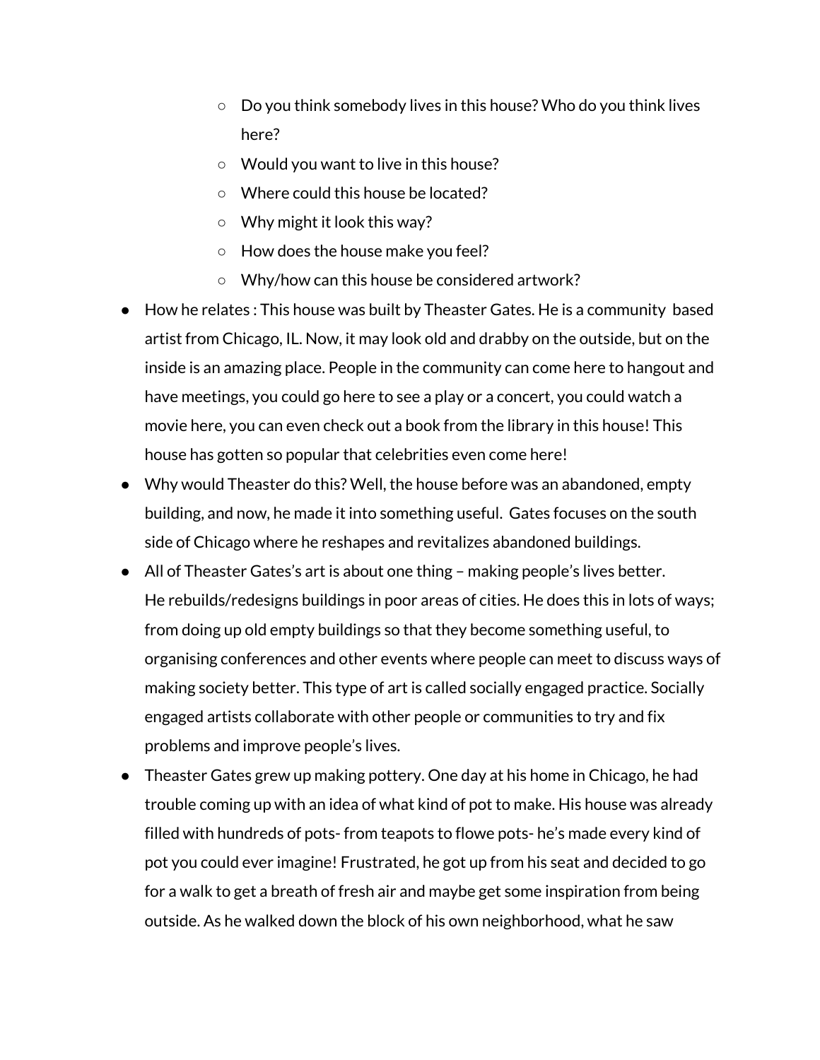- Do you think somebody lives in this house? Who do you think lives here?
  - Would you want to live in this house?
  - Where could this house be located?
  - Why might it look this way?
  - How does the house make you feel?
  - Why/how can this house be considered artwork?
- How he relates : This house was built by Theaster Gates. He is a community based artist from Chicago, IL. Now, it may look old and drabby on the outside, but on the inside is an amazing place. People in the community can come here to hangout and have meetings, you could go here to see a play or a concert, you could watch a movie here, you can even check out a book from the library in this house! This house has gotten so popular that celebrities even come here!
- Why would Theaster do this? Well, the house before was an abandoned, empty building, and now, he made it into something useful. Gates focuses on the south side of Chicago where he reshapes and revitalizes abandoned buildings.
- All of Theaster Gates's art is about one thing – making people's lives better. He rebuilds/redesigns buildings in poor areas of cities. He does this in lots of ways; from doing up old empty buildings so that they become something useful, to organising conferences and other events where people can meet to discuss ways of making society better. This type of art is called socially engaged practice. Socially engaged artists collaborate with other people or communities to try and fix problems and improve people's lives.
- Theaster Gates grew up making pottery. One day at his home in Chicago, he had trouble coming up with an idea of what kind of pot to make. His house was already filled with hundreds of pots- from teapots to flowe pots- he's made every kind of pot you could ever imagine! Frustrated, he got up from his seat and decided to go for a walk to get a breath of fresh air and maybe get some inspiration from being outside. As he walked down the block of his own neighborhood, what he saw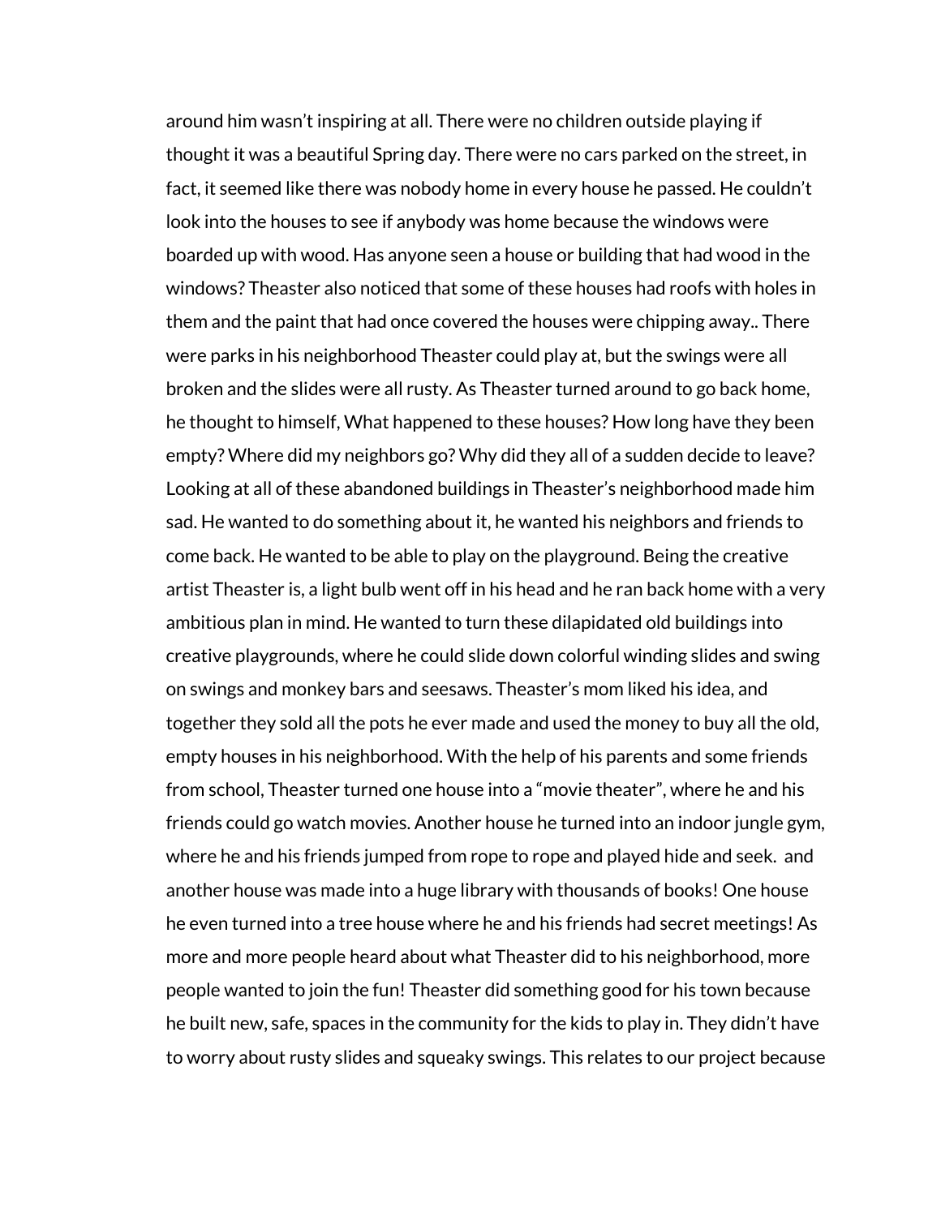around him wasn't inspiring at all. There were no children outside playing if thought it was a beautiful Spring day. There were no cars parked on the street, in fact, it seemed like there was nobody home in every house he passed. He couldn't look into the houses to see if anybody was home because the windows were boarded up with wood. Has anyone seen a house or building that had wood in the windows? Theaster also noticed that some of these houses had roofs with holes in them and the paint that had once covered the houses were chipping away.. There were parks in his neighborhood Theaster could play at, but the swings were all broken and the slides were all rusty. As Theaster turned around to go back home, he thought to himself, What happened to these houses? How long have they been empty? Where did my neighbors go? Why did they all of a sudden decide to leave? Looking at all of these abandoned buildings in Theaster's neighborhood made him sad. He wanted to do something about it, he wanted his neighbors and friends to come back. He wanted to be able to play on the playground. Being the creative artist Theaster is, a light bulb went off in his head and he ran back home with a very ambitious plan in mind. He wanted to turn these dilapidated old buildings into creative playgrounds, where he could slide down colorful winding slides and swing on swings and monkey bars and seesaws. Theaster's mom liked his idea, and together they sold all the pots he ever made and used the money to buy all the old, empty houses in his neighborhood. With the help of his parents and some friends from school, Theaster turned one house into a "movie theater", where he and his friends could go watch movies. Another house he turned into an indoor jungle gym, where he and his friends jumped from rope to rope and played hide and seek.  and another house was made into a huge library with thousands of books! One house he even turned into a tree house where he and his friends had secret meetings! As more and more people heard about what Theaster did to his neighborhood, more people wanted to join the fun! Theaster did something good for his town because he built new, safe, spaces in the community for the kids to play in. They didn't have to worry about rusty slides and squeaky swings. This relates to our project because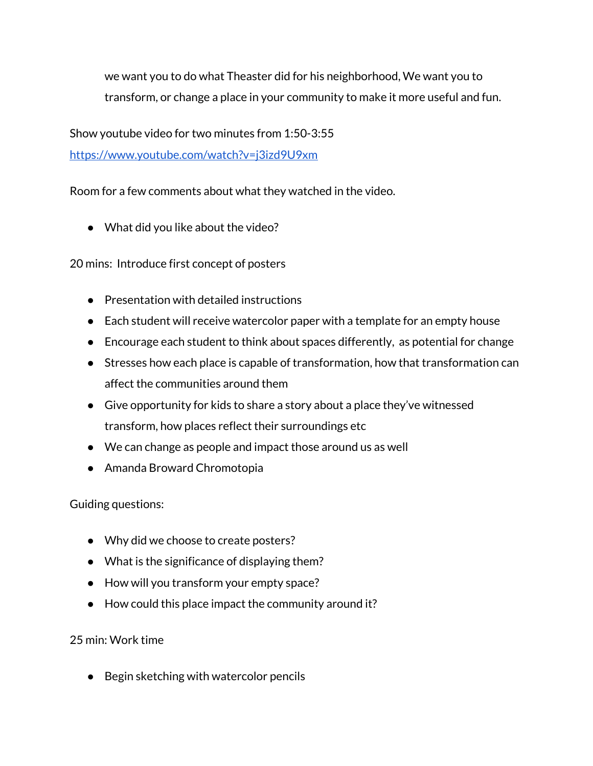we want you to do what Theaster did for his neighborhood, We want you to transform, or change a place in your community to make it more useful and fun.

Show youtube video for two minutes from 1:50-3:55

[https://www.youtube.com/watch?v=j3izd9U9xm](https://www.youtube.com/watch?v=j3izd9U9xm)

Room for a few comments about what they watched in the video.

- What did you like about the video?

20 mins: Introduce first concept of posters

- Presentation with detailed instructions
- Each student will receive watercolor paper with a template for an empty house
- Encourage each student to think about spaces differently, as potential for change
- Stresses how each place is capable of transformation, how that transformation can affect the communities around them
- Give opportunity for kids to share a story about a place they've witnessed transform, how places reflect their surroundings etc
- We can change as people and impact those around us as well
- Amanda Broward Chromotopia

Guiding questions:

- Why did we choose to create posters?
- What is the significance of displaying them?
- How will you transform your empty space?
- How could this place impact the community around it?

25 min: Work time

- Begin sketching with watercolor pencils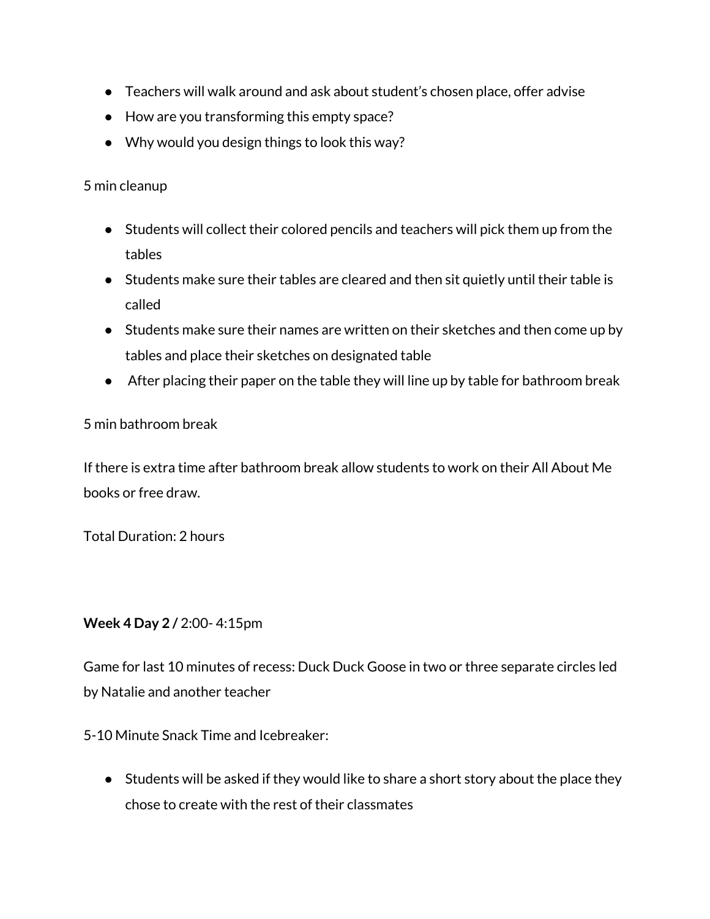- Teachers will walk around and ask about student's chosen place, offer advise
- How are you transforming this empty space?
- Why would you design things to look this way?

5 min cleanup

- Students will collect their colored pencils and teachers will pick them up from the tables
- Students make sure their tables are cleared and then sit quietly until their table is called
- Students make sure their names are written on their sketches and then come up by tables and place their sketches on designated table
- After placing their paper on the table they will line up by table for bathroom break

5 min bathroom break

If there is extra time after bathroom break allow students to work on their All About Me books or free draw.

Total Duration: 2 hours

**Week 4 Day 2 /** 2:00- 4:15pm

Game for last 10 minutes of recess: Duck Duck Goose in two or three separate circles led by Natalie and another teacher

5-10 Minute Snack Time and Icebreaker:

- Students will be asked if they would like to share a short story about the place they chose to create with the rest of their classmates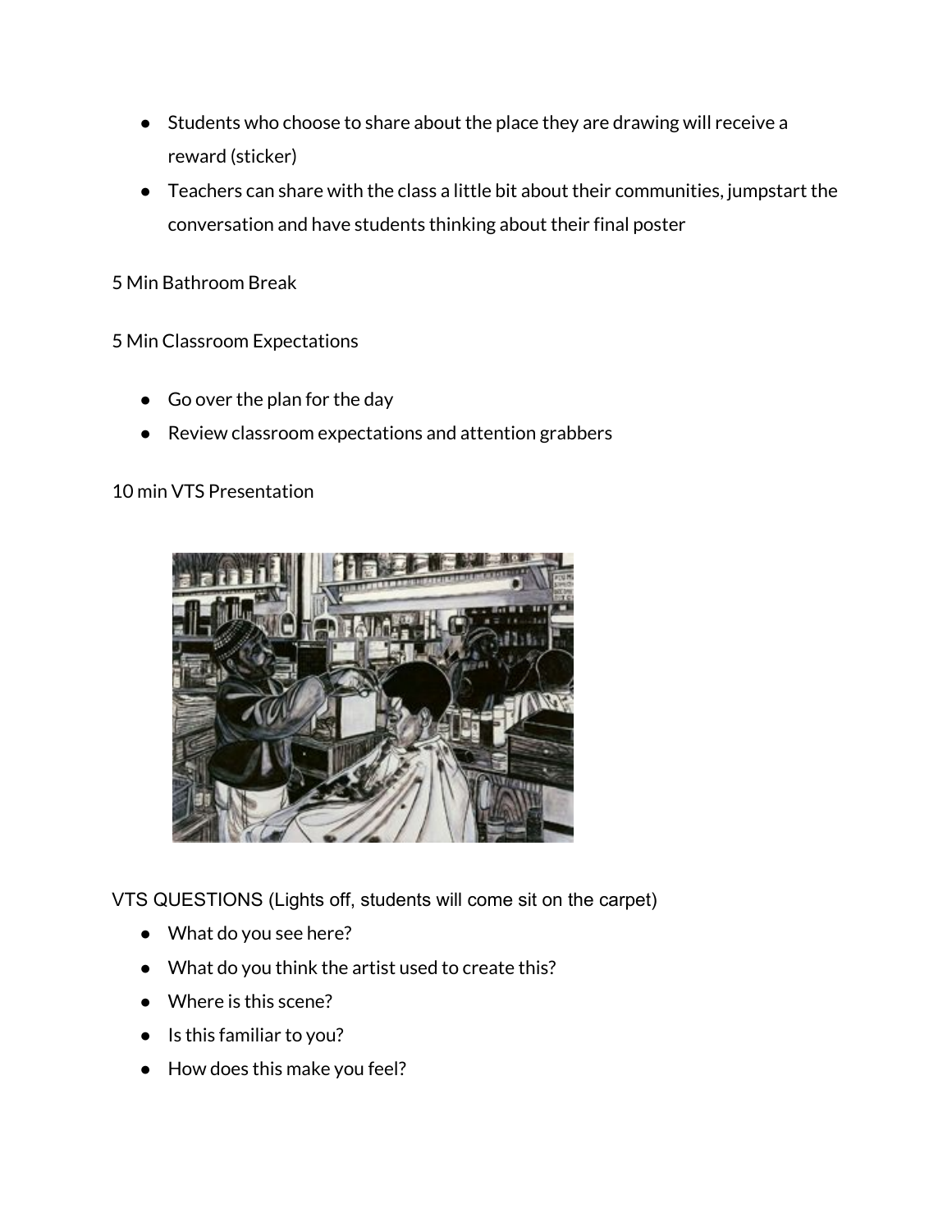- Students who choose to share about the place they are drawing will receive a reward (sticker)
- Teachers can share with the class a little bit about their communities, jumpstart the conversation and have students thinking about their final poster

5 Min Bathroom Break

5 Min Classroom Expectations

- Go over the plan for the day
- Review classroom expectations and attention grabbers

10 min VTS Presentation

VTS QUESTIONS (Lights off, students will come sit on the carpet)

- What do you see here?
- What do you think the artist used to create this?
- Where is this scene?
- Is this familiar to you?
- How does this make you feel?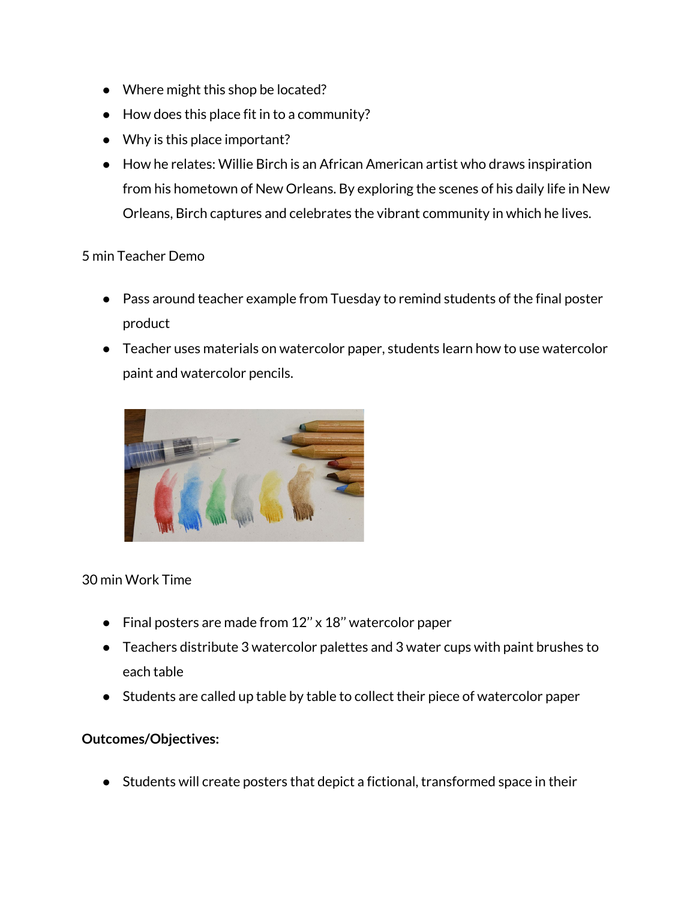- Where might this shop be located?
- How does this place fit in to a community?
- Why is this place important?
- How he relates: Willie Birch is an African American artist who draws inspiration from his hometown of New Orleans. By exploring the scenes of his daily life in New Orleans, Birch captures and celebrates the vibrant community in which he lives.

5 min Teacher Demo

- Pass around teacher example from Tuesday to remind students of the final poster product
- Teacher uses materials on watercolor paper, students learn how to use watercolor paint and watercolor pencils.

30 min Work Time

- Final posters are made from 12'' x 18'' watercolor paper
- Teachers distribute 3 watercolor palettes and 3 water cups with paint brushes to each table
- Students are called up table by table to collect their piece of watercolor paper

**Outcomes/Objectives:**

- Students will create posters that depict a fictional, transformed space in their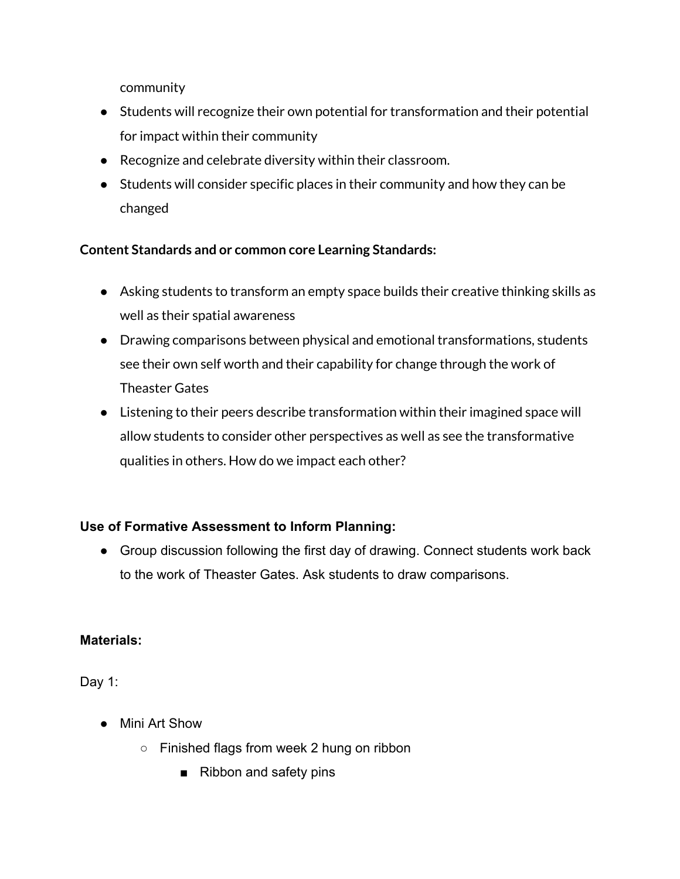community

- Students will recognize their own potential for transformation and their potential for impact within their community
- Recognize and celebrate diversity within their classroom.
- Students will consider specific places in their community and how they can be changed

**Content Standards and or common core Learning Standards:**

- Asking students to transform an empty space builds their creative thinking skills as well as their spatial awareness
- Drawing comparisons between physical and emotional transformations, students see their own self worth and their capability for change through the work of Theaster Gates
- Listening to their peers describe transformation within their imagined space will allow students to consider other perspectives as well as see the transformative qualities in others. How do we impact each other?

**Use of Formative Assessment to Inform Planning:**

- Group discussion following the first day of drawing. Connect students work back to the work of Theaster Gates. Ask students to draw comparisons.

**Materials:**

Day 1:

- Mini Art Show
    - Finished flags from week 2 hung on ribbon
        - Ribbon and safety pins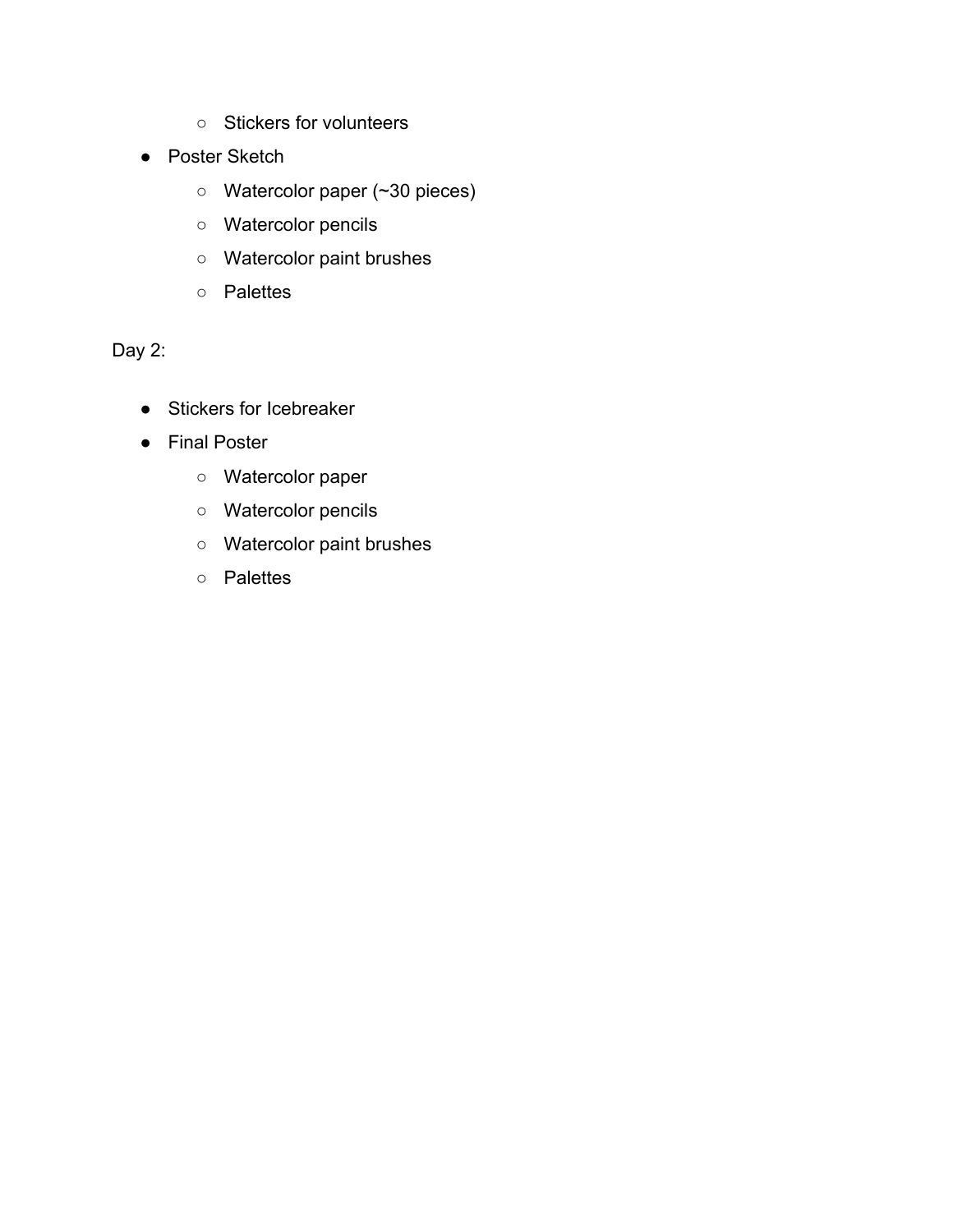- Stickers for volunteers
- Poster Sketch
    - Watercolor paper (~30 pieces)
    - Watercolor pencils
    - Watercolor paint brushes
    - Palettes

Day 2:

- Stickers for Icebreaker
- Final Poster
    - Watercolor paper
    - Watercolor pencils
    - Watercolor paint brushes
    - Palettes